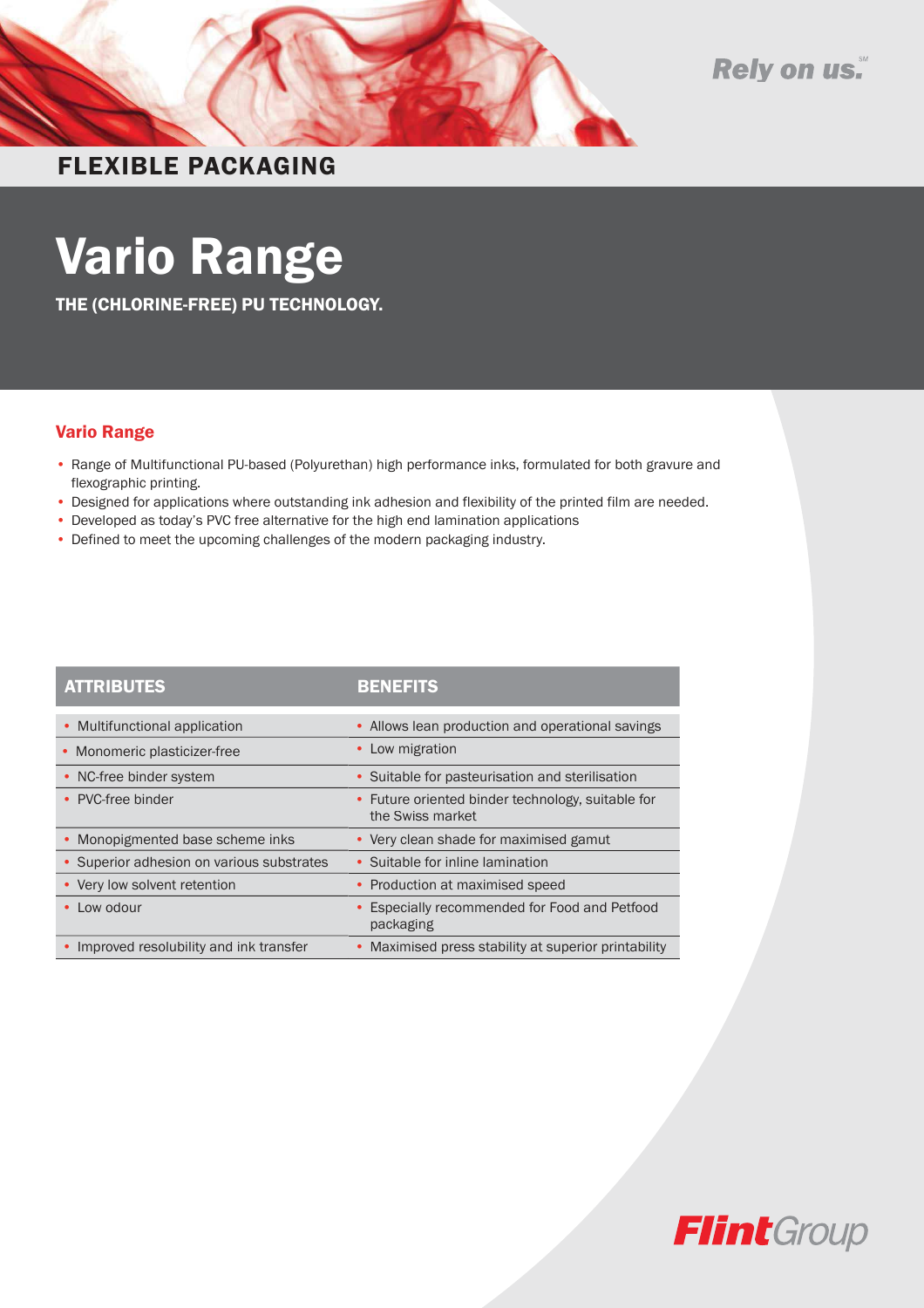Rely on us.℠

# FLEXIBLE PACKAGING

# Vario Range

**THE (CHLORINE-FREE) PU TECHNOLOGY.**

## Vario Range

- Range of Multifunctional PU-based (Polyurethan) high performance inks, formulated for both gravure and flexographic printing.
- Designed for applications where outstanding ink adhesion and flexibility of the printed film are needed.
- Developed as today's PVC free alternative for the high end lamination applications
- Defined to meet the upcoming challenges of the modern packaging industry.

| ATTRIBUTES | BENEFITS |
|---|---|
| • Multifunctional application | • Allows lean production and operational savings |
| • Monomeric plasticizer-free | • Low migration |
| • NC-free binder system | • Suitable for pasteurisation and sterilisation |
| • PVC-free binder | • Future oriented binder technology, suitable for the Swiss market |
| • Monopigmented base scheme inks | • Very clean shade for maximised gamut |
| • Superior adhesion on various substrates | • Suitable for inline lamination |
| • Very low solvent retention | • Production at maximised speed |
| • Low odour | • Especially recommended for Food and Petfood packaging |
| • Improved resolubility and ink transfer | • Maximised press stability at superior printability |

FlintGroup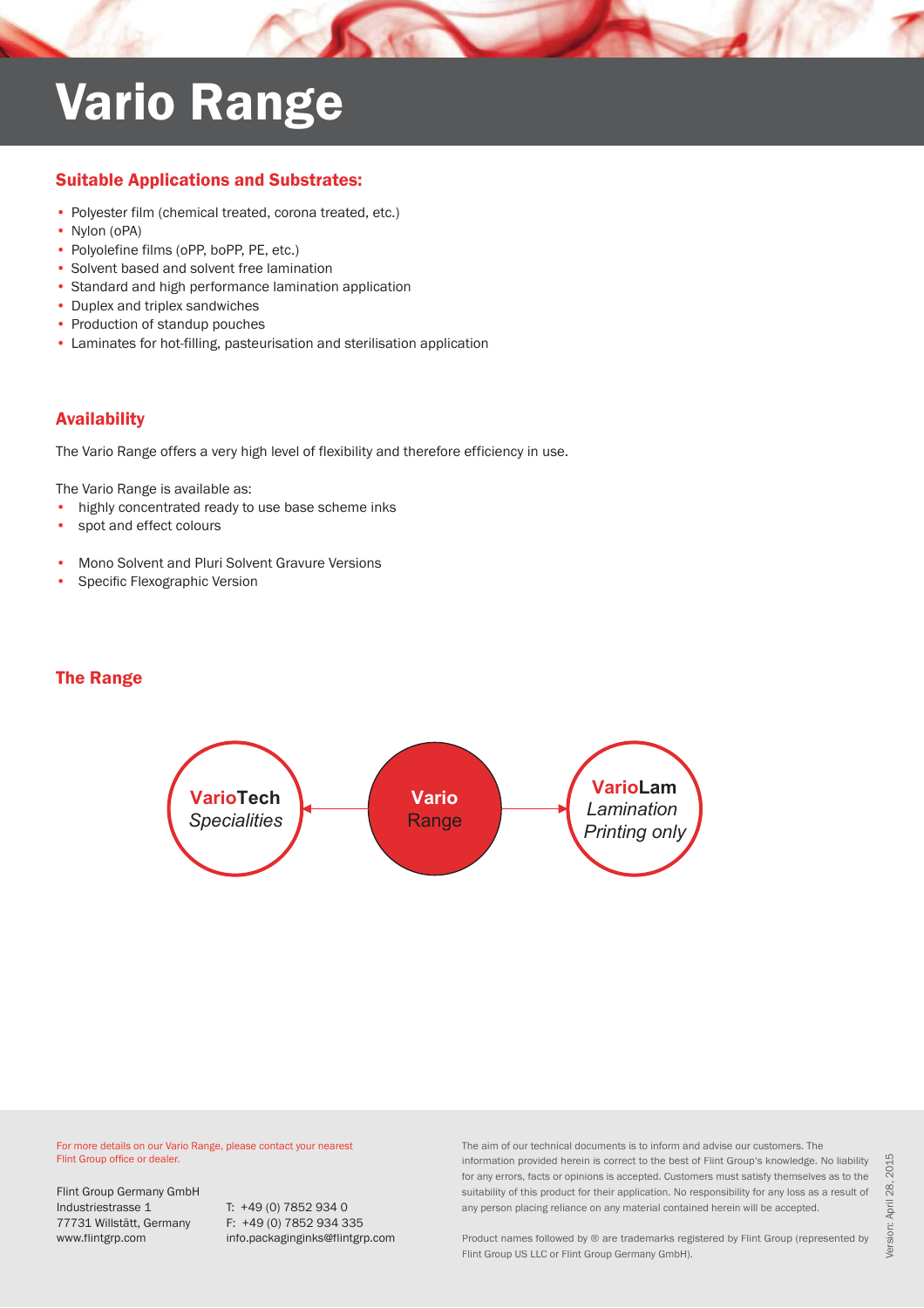# Vario Range

## Suitable Applications and Substrates:

- Polyester film (chemical treated, corona treated, etc.)
- Nylon (oPA)
- Polyolefine films (oPP, boPP, PE, etc.)
- Solvent based and solvent free lamination
- Standard and high performance lamination application
- Duplex and triplex sandwiches
- Production of standup pouches
- Laminates for hot-filling, pasteurisation and sterilisation application

## Availability

The Vario Range offers a very high level of flexibility and therefore efficiency in use.

The Vario Range is available as:

- highly concentrated ready to use base scheme inks
- spot and effect colours

- Mono Solvent and Pluri Solvent Gravure Versions
- Specific Flexographic Version

## The Range

VarioTech
*Specialities*

Vario
Range

VarioLam
*Lamination Printing only*

For more details on our Vario Range, please contact your nearest Flint Group office or dealer.

Flint Group Germany GmbH
Industriestrasse 1
77731 Willstätt, Germany
www.flintgrp.com

T: +49 (0) 7852 934 0
F: +49 (0) 7852 934 335
info.packaginginks@flintgrp.com

The aim of our technical documents is to inform and advise our customers. The information provided herein is correct to the best of Flint Group's knowledge. No liability for any errors, facts or opinions is accepted. Customers must satisfy themselves as to the suitability of this product for their application. No responsibility for any loss as a result of any person placing reliance on any material contained herein will be accepted.

Product names followed by ® are trademarks registered by Flint Group (represented by Flint Group US LLC or Flint Group Germany GmbH).

Version: April 28, 2015